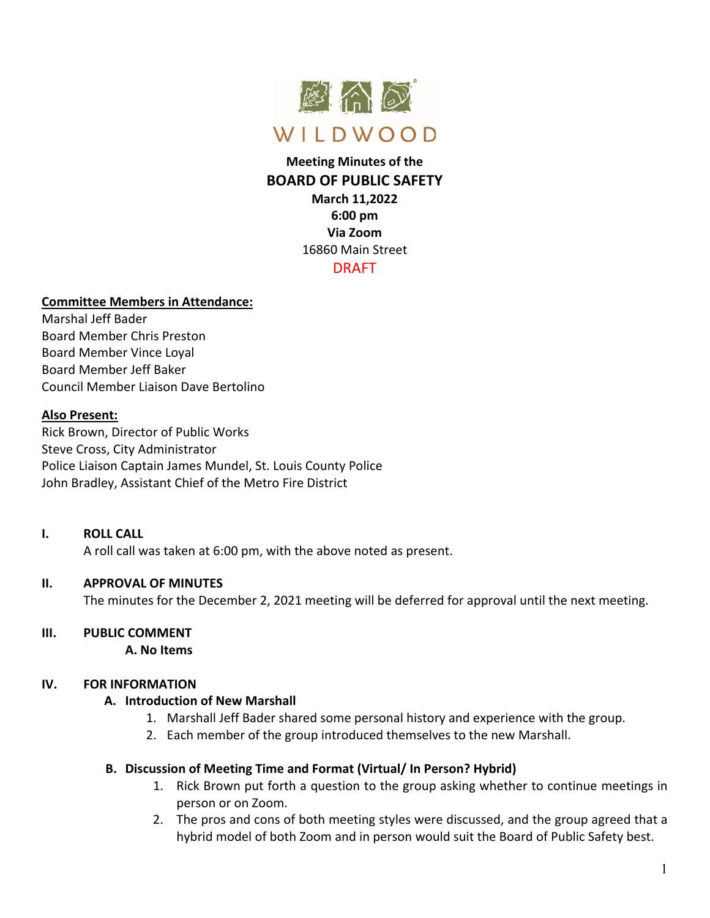WILDWOOD

**Meeting Minutes of the**
## BOARD OF PUBLIC SAFETY
**March 11,2022**
**6:00 pm**
**Via Zoom**
16860 Main Street
DRAFT

**Committee Members in Attendance:**
Marshal Jeff Bader
Board Member Chris Preston
Board Member Vince Loyal
Board Member Jeff Baker
Council Member Liaison Dave Bertolino

**Also Present:**
Rick Brown, Director of Public Works
Steve Cross, City Administrator
Police Liaison Captain James Mundel, St. Louis County Police
John Bradley, Assistant Chief of the Metro Fire District

**I. ROLL CALL**
A roll call was taken at 6:00 pm, with the above noted as present.

**II. APPROVAL OF MINUTES**
The minutes for the December 2, 2021 meeting will be deferred for approval until the next meeting.

**III. PUBLIC COMMENT**
**A. No Items**

**IV. FOR INFORMATION**

**A. Introduction of New Marshall**
1. Marshall Jeff Bader shared some personal history and experience with the group.
2. Each member of the group introduced themselves to the new Marshall.

**B. Discussion of Meeting Time and Format (Virtual/ In Person? Hybrid)**
1. Rick Brown put forth a question to the group asking whether to continue meetings in person or on Zoom.
2. The pros and cons of both meeting styles were discussed, and the group agreed that a hybrid model of both Zoom and in person would suit the Board of Public Safety best.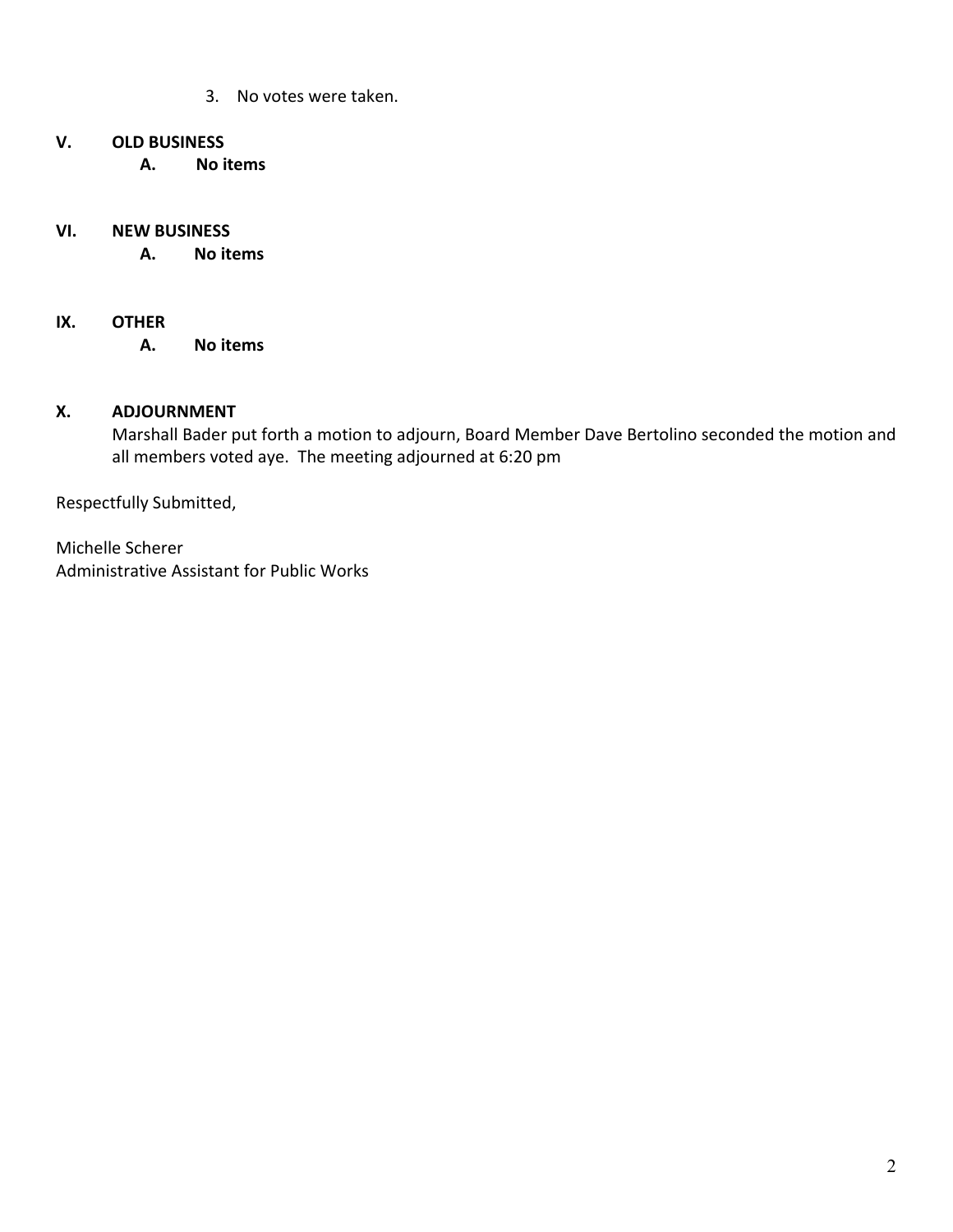3. No votes were taken.

## V. OLD BUSINESS

**A. No items**

## VI. NEW BUSINESS

**A. No items**

## IX. OTHER

**A. No items**

## X. ADJOURNMENT

Marshall Bader put forth a motion to adjourn, Board Member Dave Bertolino seconded the motion and all members voted aye. The meeting adjourned at 6:20 pm

Respectfully Submitted,

Michelle Scherer
Administrative Assistant for Public Works